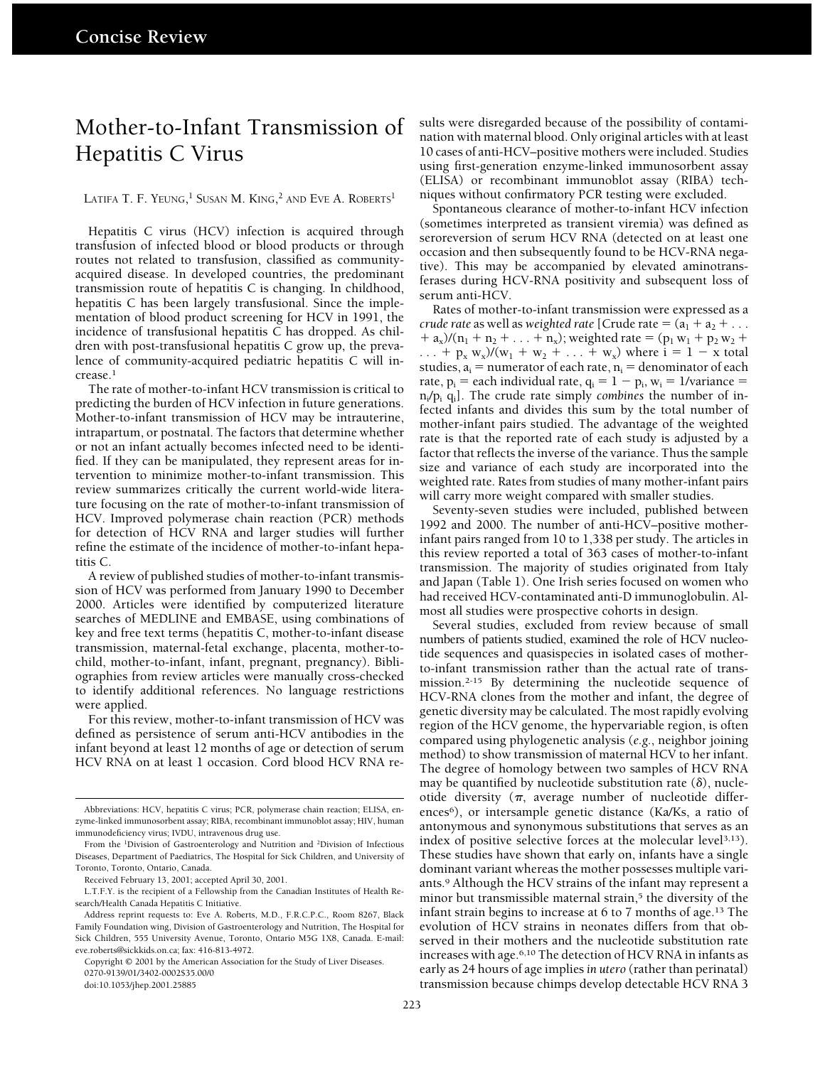# Mother-to-Infant Transmission of Hepatitis C Virus

LATIFA T. F. YEUNG,[1] SUSAN M. KING,[2] AND EVE A. ROBERTS[1]

Hepatitis C virus (HCV) infection is acquired through transfusion of infected blood or blood products or through routes not related to transfusion, classified as community-acquired disease. In developed countries, the predominant transmission route of hepatitis C is changing. In childhood, hepatitis C has been largely transfusional. Since the implementation of blood product screening for HCV in 1991, the incidence of transfusional hepatitis C has dropped. As children with post-transfusional hepatitis C grow up, the prevalence of community-acquired pediatric hepatitis C will increase.[1]

The rate of mother-to-infant HCV transmission is critical to predicting the burden of HCV infection in future generations. Mother-to-infant transmission of HCV may be intrauterine, intrapartum, or postnatal. The factors that determine whether or not an infant actually becomes infected need to be identified. If they can be manipulated, they represent areas for intervention to minimize mother-to-infant transmission. This review summarizes critically the current world-wide literature focusing on the rate of mother-to-infant transmission of HCV. Improved polymerase chain reaction (PCR) methods for detection of HCV RNA and larger studies will further refine the estimate of the incidence of mother-to-infant hepatitis C.

A review of published studies of mother-to-infant transmission of HCV was performed from January 1990 to December 2000. Articles were identified by computerized literature searches of MEDLINE and EMBASE, using combinations of key and free text terms (hepatitis C, mother-to-infant disease transmission, maternal-fetal exchange, placenta, mother-to-child, mother-to-infant, infant, pregnant, pregnancy). Bibliographies from review articles were manually cross-checked to identify additional references. No language restrictions were applied.

For this review, mother-to-infant transmission of HCV was defined as persistence of serum anti-HCV antibodies in the infant beyond at least 12 months of age or detection of serum HCV RNA on at least 1 occasion. Cord blood HCV RNA results were disregarded because of the possibility of contamination with maternal blood. Only original articles with at least 10 cases of anti-HCV–positive mothers were included. Studies using first-generation enzyme-linked immunosorbent assay (ELISA) or recombinant immunoblot assay (RIBA) techniques without confirmatory PCR testing were excluded.

Spontaneous clearance of mother-to-infant HCV infection (sometimes interpreted as transient viremia) was defined as seroreversion of serum HCV RNA (detected on at least one occasion and then subsequently found to be HCV-RNA negative). This may be accompanied by elevated aminotransferases during HCV-RNA positivity and subsequent loss of serum anti-HCV.

Rates of mother-to-infant transmission were expressed as a *crude rate* as well as *weighted rate* [Crude rate = $(a_1 + a_2 + \ldots + a_x)/(n_1 + n_2 + \ldots + n_x)$; weighted rate = $(p_1 w_1 + p_2 w_2 + \ldots + p_x w_x)/(w_1 + w_2 + \ldots + w_x)$ where $i = 1 - x$ total studies, $a_i$ = numerator of each rate, $n_i$ = denominator of each rate, $p_i$ = each individual rate, $q_i = 1 - p_i$, $w_i$ = 1/variance = $n_i/p_i\, q_i$]. The crude rate simply *combines* the number of infected infants and divides this sum by the total number of mother-infant pairs studied. The advantage of the weighted rate is that the reported rate of each study is adjusted by a factor that reflects the inverse of the variance. Thus the sample size and variance of each study are incorporated into the weighted rate. Rates from studies of many mother-infant pairs will carry more weight compared with smaller studies.

Seventy-seven studies were included, published between 1992 and 2000. The number of anti-HCV–positive mother-infant pairs ranged from 10 to 1,338 per study. The articles in this review reported a total of 363 cases of mother-to-infant transmission. The majority of studies originated from Italy and Japan (Table 1). One Irish series focused on women who had received HCV-contaminated anti-D immunoglobulin. Almost all studies were prospective cohorts in design.

Several studies, excluded from review because of small numbers of patients studied, examined the role of HCV nucleotide sequences and quasispecies in isolated cases of mother-to-infant transmission rather than the actual rate of transmission.[2-15] By determining the nucleotide sequence of HCV-RNA clones from the mother and infant, the degree of genetic diversity may be calculated. The most rapidly evolving region of the HCV genome, the hypervariable region, is often compared using phylogenetic analysis (*e.g.*, neighbor joining method) to show transmission of maternal HCV to her infant. The degree of homology between two samples of HCV RNA may be quantified by nucleotide substitution rate ($\delta$), nucleotide diversity ($\pi$, average number of nucleotide differences[6]), or intersample genetic distance (Ka/Ks, a ratio of antonymous and synonymous substitutions that serves as an index of positive selective forces at the molecular level[3,13]). These studies have shown that early on, infants have a single dominant variant whereas the mother possesses multiple variants.[9] Although the HCV strains of the infant may represent a minor but transmissible maternal strain,[5] the diversity of the infant strain begins to increase at 6 to 7 months of age.[13] The evolution of HCV strains in neonates differs from that observed in their mothers and the nucleotide substitution rate increases with age.[6,10] The detection of HCV RNA in infants as early as 24 hours of age implies *in utero* (rather than perinatal) transmission because chimps develop detectable HCV RNA 3

---

Abbreviations: HCV, hepatitis C virus; PCR, polymerase chain reaction; ELISA, enzyme-linked immunosorbent assay; RIBA, recombinant immunoblot assay; HIV, human immunodeficiency virus; IVDU, intravenous drug use.

From the [1]Division of Gastroenterology and Nutrition and [2]Division of Infectious Diseases, Department of Paediatrics, The Hospital for Sick Children, and University of Toronto, Toronto, Ontario, Canada.

Received February 13, 2001; accepted April 30, 2001.

L.T.F.Y. is the recipient of a Fellowship from the Canadian Institutes of Health Research/Health Canada Hepatitis C Initiative.

Address reprint requests to: Eve A. Roberts, M.D., F.R.C.P.C., Room 8267, Black Family Foundation wing, Division of Gastroenterology and Nutrition, The Hospital for Sick Children, 555 University Avenue, Toronto, Ontario M5G 1X8, Canada. E-mail: eve.roberts@sickkids.on.ca; fax: 416-813-4972.

Copyright © 2001 by the American Association for the Study of Liver Diseases.
0270-9139/01/3402-0002$35.00/0
doi:10.1053/jhep.2001.25885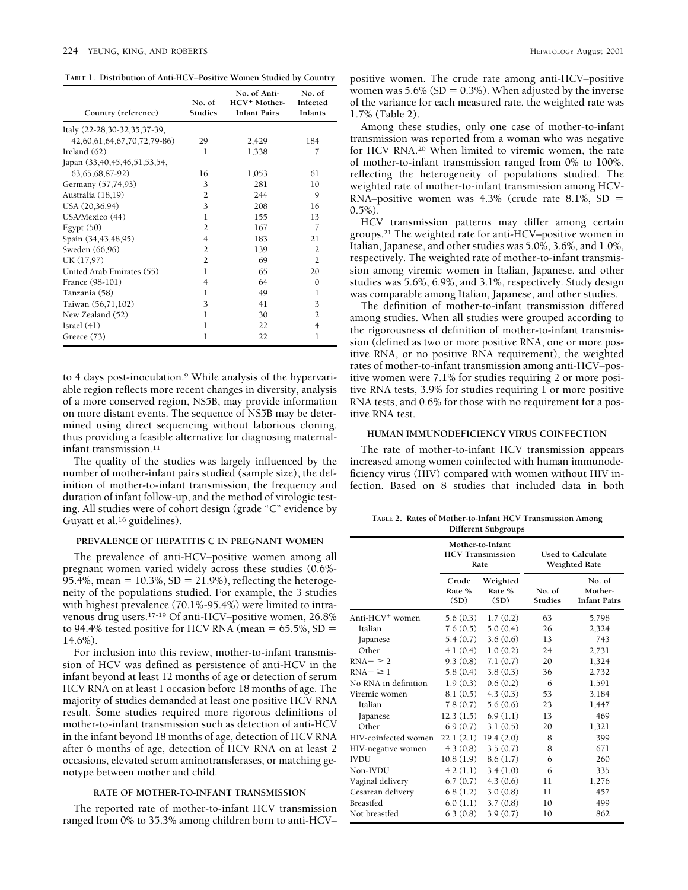**Table 1. Distribution of Anti-HCV–Positive Women Studied by Country**

| Country (reference) | No. of Studies | No. of Anti-HCV+ Mother-Infant Pairs | No. of Infected Infants |
|---|---|---|---|
| Italy (22-28,30-32,35,37-39, 42,60,61,64,67,70,72,79-86) | 29 | 2,429 | 184 |
| Ireland (62) | 1 | 1,338 | 7 |
| Japan (33,40,45,46,51,53,54, 63,65,68,87-92) | 16 | 1,053 | 61 |
| Germany (57,74,93) | 3 | 281 | 10 |
| Australia (18,19) | 2 | 244 | 9 |
| USA (20,36,94) | 3 | 208 | 16 |
| USA/Mexico (44) | 1 | 155 | 13 |
| Egypt (50) | 2 | 167 | 7 |
| Spain (34,43,48,95) | 4 | 183 | 21 |
| Sweden (66,96) | 2 | 139 | 2 |
| UK (17,97) | 2 | 69 | 2 |
| United Arab Emirates (55) | 1 | 65 | 20 |
| France (98-101) | 4 | 64 | 0 |
| Tanzania (58) | 1 | 49 | 1 |
| Taiwan (56,71,102) | 3 | 41 | 3 |
| New Zealand (52) | 1 | 30 | 2 |
| Israel (41) | 1 | 22 | 4 |
| Greece (73) | 1 | 22 | 1 |

to 4 days post-inoculation.[9] While analysis of the hypervariable region reflects more recent changes in diversity, analysis of a more conserved region, NS5B, may provide information on more distant events. The sequence of NS5B may be determined using direct sequencing without laborious cloning, thus providing a feasible alternative for diagnosing maternal-infant transmission.[11]

The quality of the studies was largely influenced by the number of mother-infant pairs studied (sample size), the definition of mother-to-infant transmission, the frequency and duration of infant follow-up, and the method of virologic testing. All studies were of cohort design (grade "C" evidence by Guyatt et al.[16] guidelines).

### PREVALENCE OF HEPATITIS C IN PREGNANT WOMEN

The prevalence of anti-HCV–positive women among all pregnant women varied widely across these studies (0.6%-95.4%, mean = 10.3%, SD = 21.9%), reflecting the heterogeneity of the populations studied. For example, the 3 studies with highest prevalence (70.1%-95.4%) were limited to intravenous drug users.[17-19] Of anti-HCV–positive women, 26.8% to 94.4% tested positive for HCV RNA (mean = 65.5%, SD = 14.6%).

For inclusion into this review, mother-to-infant transmission of HCV was defined as persistence of anti-HCV in the infant beyond at least 12 months of age or detection of serum HCV RNA on at least 1 occasion before 18 months of age. The majority of studies demanded at least one positive HCV RNA result. Some studies required more rigorous definitions of mother-to-infant transmission such as detection of anti-HCV in the infant beyond 18 months of age, detection of HCV RNA after 6 months of age, detection of HCV RNA on at least 2 occasions, elevated serum aminotransferases, or matching genotype between mother and child.

### RATE OF MOTHER-TO-INFANT TRANSMISSION

The reported rate of mother-to-infant HCV transmission ranged from 0% to 35.3% among children born to anti-HCV–positive women. The crude rate among anti-HCV–positive women was 5.6% (SD = 0.3%). When adjusted by the inverse of the variance for each measured rate, the weighted rate was 1.7% (Table 2).

Among these studies, only one case of mother-to-infant transmission was reported from a woman who was negative for HCV RNA.[20] When limited to viremic women, the rate of mother-to-infant transmission ranged from 0% to 100%, reflecting the heterogeneity of populations studied. The weighted rate of mother-to-infant transmission among HCV-RNA–positive women was 4.3% (crude rate 8.1%, SD = 0.5%).

HCV transmission patterns may differ among certain groups.[21] The weighted rate for anti-HCV–positive women in Italian, Japanese, and other studies was 5.0%, 3.6%, and 1.0%, respectively. The weighted rate of mother-to-infant transmission among viremic women in Italian, Japanese, and other studies was 5.6%, 6.9%, and 3.1%, respectively. Study design was comparable among Italian, Japanese, and other studies.

The definition of mother-to-infant transmission differed among studies. When all studies were grouped according to the rigorousness of definition of mother-to-infant transmission (defined as two or more positive RNA, one or more positive RNA, or no positive RNA requirement), the weighted rates of mother-to-infant transmission among anti-HCV–positive women were 7.1% for studies requiring 2 or more positive RNA tests, 3.9% for studies requiring 1 or more positive RNA tests, and 0.6% for those with no requirement for a positive RNA test.

### HUMAN IMMUNODEFICIENCY VIRUS COINFECTION

The rate of mother-to-infant HCV transmission appears increased among women coinfected with human immunodeficiency virus (HIV) compared with women without HIV infection. Based on 8 studies that included data in both

**Table 2. Rates of Mother-to-Infant HCV Transmission Among Different Subgroups**

| | Mother-to-Infant HCV Transmission Rate | | Used to Calculate Weighted Rate | |
|---|---|---|---|---|
| | Crude Rate % (SD) | Weighted Rate % (SD) | No. of Studies | No. of Mother-Infant Pairs |
| Anti-HCV+ women | 5.6 (0.3) | 1.7 (0.2) | 63 | 5,798 |
| Italian | 7.6 (0.5) | 5.0 (0.4) | 26 | 2,324 |
| Japanese | 5.4 (0.7) | 3.6 (0.6) | 13 | 743 |
| Other | 4.1 (0.4) | 1.0 (0.2) | 24 | 2,731 |
| RNA+ ≥ 2 | 9.3 (0.8) | 7.1 (0.7) | 20 | 1,324 |
| RNA+ ≥ 1 | 5.8 (0.4) | 3.8 (0.3) | 36 | 2,732 |
| No RNA in definition | 1.9 (0.3) | 0.6 (0.2) | 6 | 1,591 |
| Viremic women | 8.1 (0.5) | 4.3 (0.3) | 53 | 3,184 |
| Italian | 7.8 (0.7) | 5.6 (0.6) | 23 | 1,447 |
| Japanese | 12.3 (1.5) | 6.9 (1.1) | 13 | 469 |
| Other | 6.9 (0.7) | 3.1 (0.5) | 20 | 1,321 |
| HIV-coinfected women | 22.1 (2.1) | 19.4 (2.0) | 8 | 399 |
| HIV-negative women | 4.3 (0.8) | 3.5 (0.7) | 8 | 671 |
| IVDU | 10.8 (1.9) | 8.6 (1.7) | 6 | 260 |
| Non-IVDU | 4.2 (1.1) | 3.4 (1.0) | 6 | 335 |
| Vaginal delivery | 6.7 (0.7) | 4.3 (0.6) | 11 | 1,276 |
| Cesarean delivery | 6.8 (1.2) | 3.0 (0.8) | 11 | 457 |
| Breastfed | 6.0 (1.1) | 3.7 (0.8) | 10 | 499 |
| Not breastfed | 6.3 (0.8) | 3.9 (0.7) | 10 | 862 |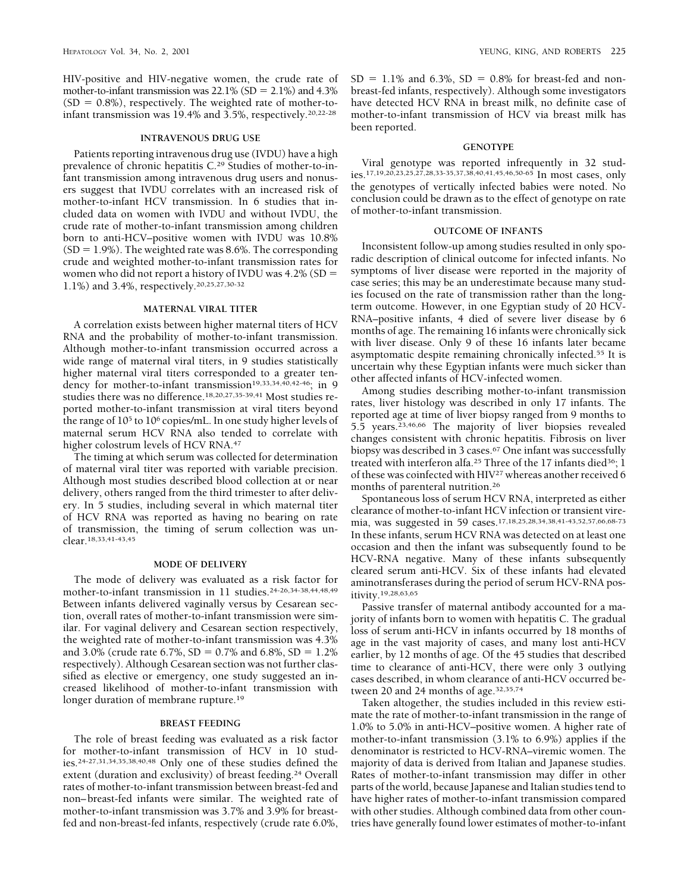HIV-positive and HIV-negative women, the crude rate of mother-to-infant transmission was 22.1% (SD = 2.1%) and 4.3% (SD = 0.8%), respectively. The weighted rate of mother-to-infant transmission was 19.4% and 3.5%, respectively.[20,22-28]

## INTRAVENOUS DRUG USE

Patients reporting intravenous drug use (IVDU) have a high prevalence of chronic hepatitis C.[29] Studies of mother-to-infant transmission among intravenous drug users and nonusers suggest that IVDU correlates with an increased risk of mother-to-infant HCV transmission. In 6 studies that included data on women with IVDU and without IVDU, the crude rate of mother-to-infant transmission among children born to anti-HCV–positive women with IVDU was 10.8% (SD = 1.9%). The weighted rate was 8.6%. The corresponding crude and weighted mother-to-infant transmission rates for women who did not report a history of IVDU was 4.2% (SD = 1.1%) and 3.4%, respectively.[20,25,27,30-32]

## MATERNAL VIRAL TITER

A correlation exists between higher maternal titers of HCV RNA and the probability of mother-to-infant transmission. Although mother-to-infant transmission occurred across a wide range of maternal viral titers, in 9 studies statistically higher maternal viral titers corresponded to a greater tendency for mother-to-infant transmission[19,33,34,40,42-46]; in 9 studies there was no difference.[18,20,27,35-39,41] Most studies reported mother-to-infant transmission at viral titers beyond the range of $10^5$ to $10^6$ copies/mL. In one study higher levels of maternal serum HCV RNA also tended to correlate with higher colostrum levels of HCV RNA.[47]

The timing at which serum was collected for determination of maternal viral titer was reported with variable precision. Although most studies described blood collection at or near delivery, others ranged from the third trimester to after delivery. In 5 studies, including several in which maternal titer of HCV RNA was reported as having no bearing on rate of transmission, the timing of serum collection was unclear.[18,33,41-43,45]

## MODE OF DELIVERY

The mode of delivery was evaluated as a risk factor for mother-to-infant transmission in 11 studies.[24-26,34-38,44,48,49] Between infants delivered vaginally versus by Cesarean section, overall rates of mother-to-infant transmission were similar. For vaginal delivery and Cesarean section respectively, the weighted rate of mother-to-infant transmission was 4.3% and 3.0% (crude rate 6.7%, SD = 0.7% and 6.8%, SD = 1.2% respectively). Although Cesarean section was not further classified as elective or emergency, one study suggested an increased likelihood of mother-to-infant transmission with longer duration of membrane rupture.[19]

## BREAST FEEDING

The role of breast feeding was evaluated as a risk factor for mother-to-infant transmission of HCV in 10 studies.[24-27,31,34,35,38,40,48] Only one of these studies defined the extent (duration and exclusivity) of breast feeding.[24] Overall rates of mother-to-infant transmission between breast-fed and non–breast-fed infants were similar. The weighted rate of mother-to-infant transmission was 3.7% and 3.9% for breast-fed and non-breast-fed infants, respectively (crude rate 6.0%, SD = 1.1% and 6.3%, SD = 0.8% for breast-fed and non-breast-fed infants, respectively). Although some investigators have detected HCV RNA in breast milk, no definite case of mother-to-infant transmission of HCV via breast milk has been reported.

## GENOTYPE

Viral genotype was reported infrequently in 32 studies.[17,19,20,23,25,27,28,33-35,37,38,40,41,45,46,50-65] In most cases, only the genotypes of vertically infected babies were noted. No conclusion could be drawn as to the effect of genotype on rate of mother-to-infant transmission.

## OUTCOME OF INFANTS

Inconsistent follow-up among studies resulted in only sporadic description of clinical outcome for infected infants. No symptoms of liver disease were reported in the majority of case series; this may be an underestimate because many studies focused on the rate of transmission rather than the long-term outcome. However, in one Egyptian study of 20 HCV-RNA–positive infants, 4 died of severe liver disease by 6 months of age. The remaining 16 infants were chronically sick with liver disease. Only 9 of these 16 infants later became asymptomatic despite remaining chronically infected.[55] It is uncertain why these Egyptian infants were much sicker than other affected infants of HCV-infected women.

Among studies describing mother-to-infant transmission rates, liver histology was described in only 17 infants. The reported age at time of liver biopsy ranged from 9 months to 5.5 years.[23,46,66] The majority of liver biopsies revealed changes consistent with chronic hepatitis. Fibrosis on liver biopsy was described in 3 cases.[67] One infant was successfully treated with interferon alfa.[25] Three of the 17 infants died[36]; 1 of these was coinfected with HIV[27] whereas another received 6 months of parenteral nutrition.[26]

Spontaneous loss of serum HCV RNA, interpreted as either clearance of mother-to-infant HCV infection or transient viremia, was suggested in 59 cases.[17,18,25,28,34,38,41-43,52,57,66,68-73] In these infants, serum HCV RNA was detected on at least one occasion and then the infant was subsequently found to be HCV-RNA negative. Many of these infants subsequently cleared serum anti-HCV. Six of these infants had elevated aminotransferases during the period of serum HCV-RNA positivity.[19,28,63,65]

Passive transfer of maternal antibody accounted for a majority of infants born to women with hepatitis C. The gradual loss of serum anti-HCV in infants occurred by 18 months of age in the vast majority of cases, and many lost anti-HCV earlier, by 12 months of age. Of the 45 studies that described time to clearance of anti-HCV, there were only 3 outlying cases described, in whom clearance of anti-HCV occurred between 20 and 24 months of age.[32,35,74]

Taken altogether, the studies included in this review estimate the rate of mother-to-infant transmission in the range of 1.0% to 5.0% in anti-HCV–positive women. A higher rate of mother-to-infant transmission (3.1% to 6.9%) applies if the denominator is restricted to HCV-RNA–viremic women. The majority of data is derived from Italian and Japanese studies. Rates of mother-to-infant transmission may differ in other parts of the world, because Japanese and Italian studies tend to have higher rates of mother-to-infant transmission compared with other studies. Although combined data from other countries have generally found lower estimates of mother-to-infant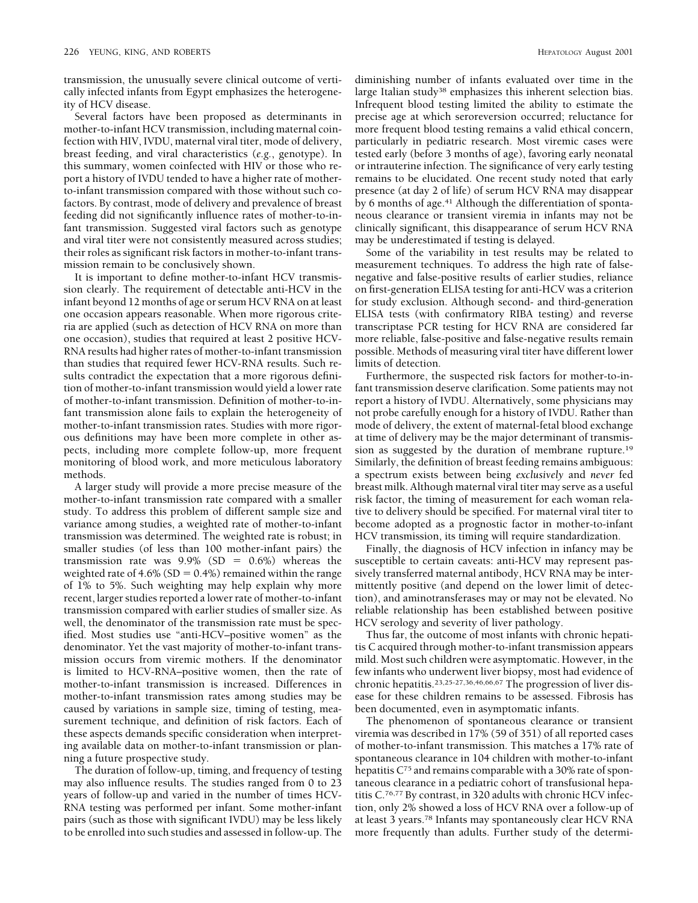transmission, the unusually severe clinical outcome of vertically infected infants from Egypt emphasizes the heterogeneity of HCV disease.

Several factors have been proposed as determinants in mother-to-infant HCV transmission, including maternal coinfection with HIV, IVDU, maternal viral titer, mode of delivery, breast feeding, and viral characteristics (*e.g.*, genotype). In this summary, women coinfected with HIV or those who report a history of IVDU tended to have a higher rate of mother-to-infant transmission compared with those without such cofactors. By contrast, mode of delivery and prevalence of breast feeding did not significantly influence rates of mother-to-infant transmission. Suggested viral factors such as genotype and viral titer were not consistently measured across studies; their roles as significant risk factors in mother-to-infant transmission remain to be conclusively shown.

It is important to define mother-to-infant HCV transmission clearly. The requirement of detectable anti-HCV in the infant beyond 12 months of age or serum HCV RNA on at least one occasion appears reasonable. When more rigorous criteria are applied (such as detection of HCV RNA on more than one occasion), studies that required at least 2 positive HCV-RNA results had higher rates of mother-to-infant transmission than studies that required fewer HCV-RNA results. Such results contradict the expectation that a more rigorous definition of mother-to-infant transmission would yield a lower rate of mother-to-infant transmission. Definition of mother-to-infant transmission alone fails to explain the heterogeneity of mother-to-infant transmission rates. Studies with more rigorous definitions may have been more complete in other aspects, including more complete follow-up, more frequent monitoring of blood work, and more meticulous laboratory methods.

A larger study will provide a more precise measure of the mother-to-infant transmission rate compared with a smaller study. To address this problem of different sample size and variance among studies, a weighted rate of mother-to-infant transmission was determined. The weighted rate is robust; in smaller studies (of less than 100 mother-infant pairs) the transmission rate was 9.9% (SD = 0.6%) whereas the weighted rate of 4.6% (SD = 0.4%) remained within the range of 1% to 5%. Such weighting may help explain why more recent, larger studies reported a lower rate of mother-to-infant transmission compared with earlier studies of smaller size. As well, the denominator of the transmission rate must be specified. Most studies use "anti-HCV–positive women" as the denominator. Yet the vast majority of mother-to-infant transmission occurs from viremic mothers. If the denominator is limited to HCV-RNA–positive women, then the rate of mother-to-infant transmission is increased. Differences in mother-to-infant transmission rates among studies may be caused by variations in sample size, timing of testing, measurement technique, and definition of risk factors. Each of these aspects demands specific consideration when interpreting available data on mother-to-infant transmission or planning a future prospective study.

The duration of follow-up, timing, and frequency of testing may also influence results. The studies ranged from 0 to 23 years of follow-up and varied in the number of times HCV-RNA testing was performed per infant. Some mother-infant pairs (such as those with significant IVDU) may be less likely to be enrolled into such studies and assessed in follow-up. The diminishing number of infants evaluated over time in the large Italian study[38] emphasizes this inherent selection bias. Infrequent blood testing limited the ability to estimate the precise age at which seroreversion occurred; reluctance for more frequent blood testing remains a valid ethical concern, particularly in pediatric research. Most viremic cases were tested early (before 3 months of age), favoring early neonatal or intrauterine infection. The significance of very early testing remains to be elucidated. One recent study noted that early presence (at day 2 of life) of serum HCV RNA may disappear by 6 months of age.[41] Although the differentiation of spontaneous clearance or transient viremia in infants may not be clinically significant, this disappearance of serum HCV RNA may be underestimated if testing is delayed.

Some of the variability in test results may be related to measurement techniques. To address the high rate of false-negative and false-positive results of earlier studies, reliance on first-generation ELISA testing for anti-HCV was a criterion for study exclusion. Although second- and third-generation ELISA tests (with confirmatory RIBA testing) and reverse transcriptase PCR testing for HCV RNA are considered far more reliable, false-positive and false-negative results remain possible. Methods of measuring viral titer have different lower limits of detection.

Furthermore, the suspected risk factors for mother-to-infant transmission deserve clarification. Some patients may not report a history of IVDU. Alternatively, some physicians may not probe carefully enough for a history of IVDU. Rather than mode of delivery, the extent of maternal-fetal blood exchange at time of delivery may be the major determinant of transmission as suggested by the duration of membrane rupture.[19] Similarly, the definition of breast feeding remains ambiguous: a spectrum exists between being *exclusively* and *never* fed breast milk. Although maternal viral titer may serve as a useful risk factor, the timing of measurement for each woman relative to delivery should be specified. For maternal viral titer to become adopted as a prognostic factor in mother-to-infant HCV transmission, its timing will require standardization.

Finally, the diagnosis of HCV infection in infancy may be susceptible to certain caveats: anti-HCV may represent passively transferred maternal antibody, HCV RNA may be intermittently positive (and depend on the lower limit of detection), and aminotransferases may or may not be elevated. No reliable relationship has been established between positive HCV serology and severity of liver pathology.

Thus far, the outcome of most infants with chronic hepatitis C acquired through mother-to-infant transmission appears mild. Most such children were asymptomatic. However, in the few infants who underwent liver biopsy, most had evidence of chronic hepatitis.[23,25-27,36,46,66,67] The progression of liver disease for these children remains to be assessed. Fibrosis has been documented, even in asymptomatic infants.

The phenomenon of spontaneous clearance or transient viremia was described in 17% (59 of 351) of all reported cases of mother-to-infant transmission. This matches a 17% rate of spontaneous clearance in 104 children with mother-to-infant hepatitis C[75] and remains comparable with a 30% rate of spontaneous clearance in a pediatric cohort of transfusional hepatitis C.[76,77] By contrast, in 320 adults with chronic HCV infection, only 2% showed a loss of HCV RNA over a follow-up of at least 3 years.[78] Infants may spontaneously clear HCV RNA more frequently than adults. Further study of the determi-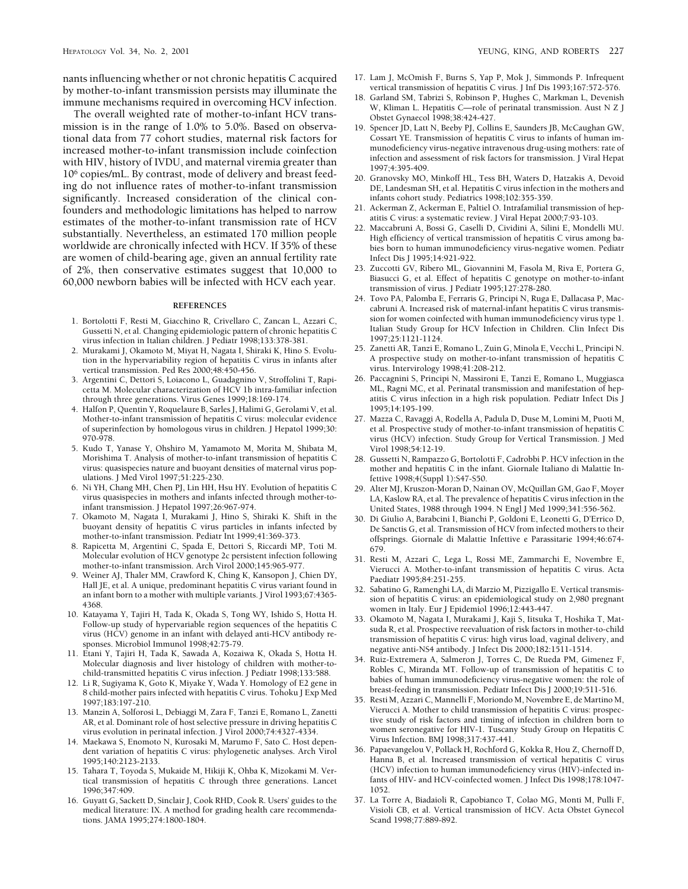nants influencing whether or not chronic hepatitis C acquired by mother-to-infant transmission persists may illuminate the immune mechanisms required in overcoming HCV infection.

The overall weighted rate of mother-to-infant HCV transmission is in the range of 1.0% to 5.0%. Based on observational data from 77 cohort studies, maternal risk factors for increased mother-to-infant transmission include coinfection with HIV, history of IVDU, and maternal viremia greater than $10^6$ copies/mL. By contrast, mode of delivery and breast feeding do not influence rates of mother-to-infant transmission significantly. Increased consideration of the clinical confounders and methodologic limitations has helped to narrow estimates of the mother-to-infant transmission rate of HCV substantially. Nevertheless, an estimated 170 million people worldwide are chronically infected with HCV. If 35% of these are women of child-bearing age, given an annual fertility rate of 2%, then conservative estimates suggest that 10,000 to 60,000 newborn babies will be infected with HCV each year.

## REFERENCES

1. Bortolotti F, Resti M, Giacchino R, Crivellaro C, Zancan L, Azzari C, Gussetti N, et al. Changing epidemiologic pattern of chronic hepatitis C virus infection in Italian children. J Pediatr 1998;133:378-381.
2. Murakami J, Okamoto M, Miyat H, Nagata I, Shiraki K, Hino S. Evolution in the hypervariability region of hepatitis C virus in infants after vertical transmission. Ped Res 2000;48:450-456.
3. Argentini C, Dettori S, Loiacono L, Guadagnino V, Stroffolini T, Rapicetta M. Molecular characterization of HCV 1b intra-familiar infection through three generations. Virus Genes 1999;18:169-174.
4. Halfon P, Quentin Y, Roquelaure B, Sarles J, Halimi G, Gerolami V, et al. Mother-to-infant transmission of hepatitis C virus: molecular evidence of superinfection by homologous virus in children. J Hepatol 1999;30:970-978.
5. Kudo T, Yanase Y, Ohshiro M, Yamamoto M, Morita M, Shibata M, Morishima T. Analysis of mother-to-infant transmission of hepatitis C virus: quasispecies nature and buoyant densities of maternal virus populations. J Med Virol 1997;51:225-230.
6. Ni YH, Chang MH, Chen PJ, Lin HH, Hsu HY. Evolution of hepatitis C virus quasispecies in mothers and infants infected through mother-to-infant transmission. J Hepatol 1997;26:967-974.
7. Okamoto M, Nagata I, Murakami J, Hino S, Shiraki K. Shift in the buoyant density of hepatitis C virus particles in infants infected by mother-to-infant transmission. Pediatr Int 1999;41:369-373.
8. Rapicetta M, Argentini C, Spada E, Dettori S, Riccardi MP, Toti M. Molecular evolution of HCV genotype 2c persistent infection following mother-to-infant transmission. Arch Virol 2000;145:965-977.
9. Weiner AJ, Thaler MM, Crawford K, Ching K, Kansopon J, Chien DY, Hall JE, et al. A unique, predominant hepatitis C virus variant found in an infant born to a mother with multiple variants. J Virol 1993;67:4365-4368.
10. Katayama Y, Tajiri H, Tada K, Okada S, Tong WY, Ishido S, Hotta H. Follow-up study of hypervariable region sequences of the hepatitis C virus (HCV) genome in an infant with delayed anti-HCV antibody responses. Microbiol Immunol 1998;42:75-79.
11. Etani Y, Tajiri H, Tada K, Sawada A, Kozaiwa K, Okada S, Hotta H. Molecular diagnosis and liver histology of children with mother-to-child-transmitted hepatitis C virus infection. J Pediatr 1998;133:588.
12. Li R, Sugiyama K, Goto K, Miyake Y, Wada Y. Homology of E2 gene in 8 child-mother pairs infected with hepatitis C virus. Tohoku J Exp Med 1997;183:197-210.
13. Manzin A, Solforosi L, Debiaggi M, Zara F, Tanzi E, Romano L, Zanetti AR, et al. Dominant role of host selective pressure in driving hepatitis C virus evolution in perinatal infection. J Virol 2000;74:4327-4334.
14. Maekawa S, Enomoto N, Kurosaki M, Marumo F, Sato C. Host dependent variation of hepatitis C virus: phylogenetic analyses. Arch Virol 1995;140:2123-2133.
15. Tahara T, Toyoda S, Mukaide M, Hikiji K, Ohba K, Mizokami M. Vertical transmission of hepatitis C through three generations. Lancet 1996;347:409.
16. Guyatt G, Sackett D, Sinclair J, Cook RHD, Cook R. Users' guides to the medical literature: IX. A method for grading health care recommendations. JAMA 1995;274:1800-1804.
17. Lam J, McOmish F, Burns S, Yap P, Mok J, Simmonds P. Infrequent vertical transmission of hepatitis C virus. J Inf Dis 1993;167:572-576.
18. Garland SM, Tabrizi S, Robinson P, Hughes C, Markman L, Devenish W, Kliman L. Hepatitis C—role of perinatal transmission. Aust N Z J Obstet Gynaecol 1998;38:424-427.
19. Spencer JD, Latt N, Beeby PJ, Collins E, Saunders JB, McCaughan GW, Cossart YE. Transmission of hepatitis C virus to infants of human immunodeficiency virus-negative intravenous drug-using mothers: rate of infection and assessment of risk factors for transmission. J Viral Hepat 1997;4:395-409.
20. Granovsky MO, Minkoff HL, Tess BH, Waters D, Hatzakis A, Devoid DE, Landesman SH, et al. Hepatitis C virus infection in the mothers and infants cohort study. Pediatrics 1998;102:355-359.
21. Ackerman Z, Ackerman E, Paltiel O. Intrafamilial transmission of hepatitis C virus: a systematic review. J Viral Hepat 2000;7:93-103.
22. Maccabruni A, Bossi G, Caselli D, Cividini A, Silini E, Mondelli MU. High efficiency of vertical transmission of hepatitis C virus among babies born to human immunodeficiency virus-negative women. Pediatr Infect Dis J 1995;14:921-922.
23. Zuccotti GV, Ribero ML, Giovannini M, Fasola M, Riva E, Portera G, Biasucci G, et al. Effect of hepatitis C genotype on mother-to-infant transmission of virus. J Pediatr 1995;127:278-280.
24. Tovo PA, Palomba E, Ferraris G, Principi N, Ruga E, Dallacasa P, Maccabruni A. Increased risk of maternal-infant hepatitis C virus transmission for women coinfected with human immunodeficiency virus type 1. Italian Study Group for HCV Infection in Children. Clin Infect Dis 1997;25:1121-1124.
25. Zanetti AR, Tanzi E, Romano L, Zuin G, Minola E, Vecchi L, Principi N. A prospective study on mother-to-infant transmission of hepatitis C virus. Intervirology 1998;41:208-212.
26. Paccagnini S, Principi N, Massironi E, Tanzi E, Romano L, Muggiasca ML, Ragni MC, et al. Perinatal transmission and manifestation of hepatitis C virus infection in a high risk population. Pediatr Infect Dis J 1995;14:195-199.
27. Mazza C, Ravaggi A, Rodella A, Padula D, Duse M, Lomini M, Puoti M, et al. Prospective study of mother-to-infant transmission of hepatitis C virus (HCV) infection. Study Group for Vertical Transmission. J Med Virol 1998;54:12-19.
28. Gussetti N, Rampazzo G, Bortolotti F, Cadrobbi P. HCV infection in the mother and hepatitis C in the infant. Giornale Italiano di Malattie Infettive 1998;4(Suppl 1):S47-S50.
29. Alter MJ, Kruszon-Moran D, Nainan OV, McQuillan GM, Gao F, Moyer LA, Kaslow RA, et al. The prevalence of hepatitis C virus infection in the United States, 1988 through 1994. N Engl J Med 1999;341:556-562.
30. Di Giulio A, Barabcini I, Bianchi P, Goldoni E, Leonetti G, D'Errico D, De Sanctis G, et al. Transmission of HCV from infected mothers to their offsprings. Giornale di Malattie Infettive e Parassitarie 1994;46:674-679.
31. Resti M, Azzari C, Lega L, Rossi ME, Zammarchi E, Novembre E, Vierucci A. Mother-to-infant transmission of hepatitis C virus. Acta Paediatr 1995;84:251-255.
32. Sabatino G, Ramenghi LA, di Marzio M, Pizzigallo E. Vertical transmission of hepatitis C virus: an epidemiological study on 2,980 pregnant women in Italy. Eur J Epidemiol 1996;12:443-447.
33. Okamoto M, Nagata I, Murakami J, Kaji S, Iitsuka T, Hoshika T, Matsuda R, et al. Prospective reevaluation of risk factors in mother-to-child transmission of hepatitis C virus: high virus load, vaginal delivery, and negative anti-NS4 antibody. J Infect Dis 2000;182:1511-1514.
34. Ruiz-Extremera A, Salmeron J, Torres C, De Rueda PM, Gimenez F, Robles C, Miranda MT. Follow-up of transmission of hepatitis C to babies of human immunodeficiency virus-negative women: the role of breast-feeding in transmission. Pediatr Infect Dis J 2000;19:511-516.
35. Resti M, Azzari C, Mannelli F, Moriondo M, Novembre E, de Martino M, Vierucci A. Mother to child transmission of hepatitis C virus: prospective study of risk factors and timing of infection in children born to women seronegative for HIV-1. Tuscany Study Group on Hepatitis C Virus Infection. BMJ 1998;317:437-441.
36. Papaevangelou V, Pollack H, Rochford G, Kokka R, Hou Z, Chernoff D, Hanna B, et al. Increased transmission of vertical hepatitis C virus (HCV) infection to human immunodeficiency virus (HIV)-infected infants of HIV- and HCV-coinfected women. J Infect Dis 1998;178:1047-1052.
37. La Torre A, Biadaioli R, Capobianco T, Colao MG, Monti M, Pulli F, Visioli CB, et al. Vertical transmission of HCV. Acta Obstet Gynecol Scand 1998;77:889-892.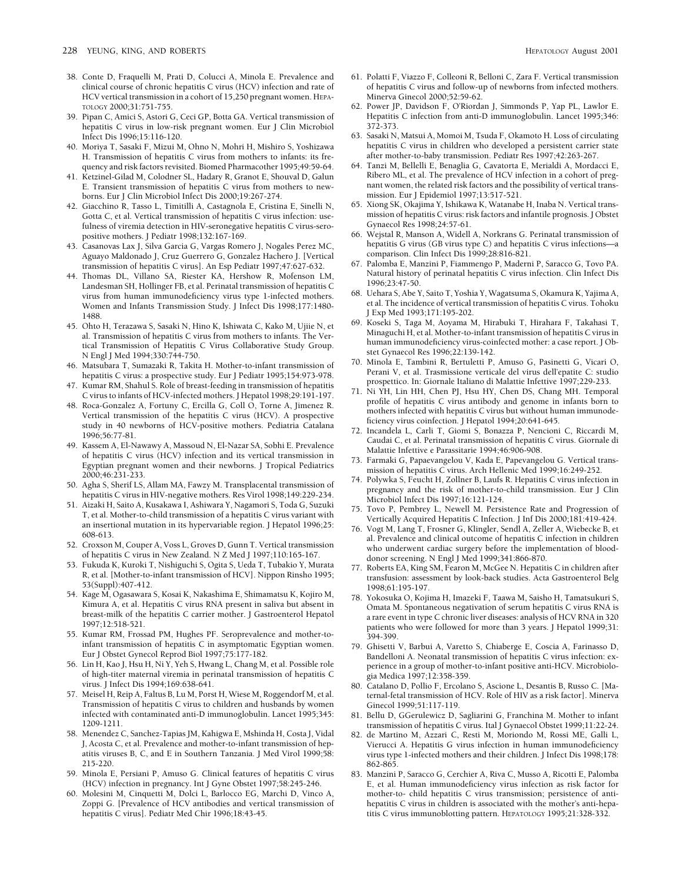38. Conte D, Fraquelli M, Prati D, Colucci A, Minola E. Prevalence and clinical course of chronic hepatitis C virus (HCV) infection and rate of HCV vertical transmission in a cohort of 15,250 pregnant women. HEPATOLOGY 2000;31:751-755.
39. Pipan C, Amici S, Astori G, Ceci GP, Botta GA. Vertical transmission of hepatitis C virus in low-risk pregnant women. Eur J Clin Microbiol Infect Dis 1996;15:116-120.
40. Moriya T, Sasaki F, Mizui M, Ohno N, Mohri H, Mishiro S, Yoshizawa H. Transmission of hepatitis C virus from mothers to infants: its frequency and risk factors revisited. Biomed Pharmacother 1995;49:59-64.
41. Ketzinel-Gilad M, Colodner SL, Hadary R, Granot E, Shouval D, Galun E. Transient transmission of hepatitis C virus from mothers to newborns. Eur J Clin Microbiol Infect Dis 2000;19:267-274.
42. Giacchino R, Tasso L, Timitilli A, Castagnola E, Cristina E, Sinelli N, Gotta C, et al. Vertical transmission of hepatitis C virus infection: usefulness of viremia detection in HIV-seronegative hepatitis C virus-seropositive mothers. J Pediatr 1998;132:167-169.
43. Casanovas Lax J, Silva Garcia G, Vargas Romero J, Nogales Perez MC, Aguayo Maldonado J, Cruz Guerrero G, Gonzalez Hachero J. [Vertical transmission of hepatitis C virus]. An Esp Pediatr 1997;47:627-632.
44. Thomas DL, Villano SA, Riester KA, Hershow R, Mofenson LM, Landesman SH, Hollinger FB, et al. Perinatal transmission of hepatitis C virus from human immunodeficiency virus type 1-infected mothers. Women and Infants Transmission Study. J Infect Dis 1998;177:1480-1488.
45. Ohto H, Terazawa S, Sasaki N, Hino K, Ishiwata C, Kako M, Ujiie N, et al. Transmission of hepatitis C virus from mothers to infants. The Vertical Transmission of Hepatitis C Virus Collaborative Study Group. N Engl J Med 1994;330:744-750.
46. Matsubara T, Sumazaki R, Takita H. Mother-to-infant transmission of hepatitis C virus: a prospective study. Eur J Pediatr 1995;154:973-978.
47. Kumar RM, Shahul S. Role of breast-feeding in transmission of hepatitis C virus to infants of HCV-infected mothers. J Hepatol 1998;29:191-197.
48. Roca-Gonzalez A, Fortuny C, Ercilla G, Coll O, Torne A, Jimenez R. Vertical transmission of the hepatitis C virus (HCV). A prospective study in 40 newborns of HCV-positive mothers. Pediatria Catalana 1996;56:77-81.
49. Kassem A, El-Nawawy A, Massoud N, El-Nazar SA, Sobhi E. Prevalence of hepatitis C virus (HCV) infection and its vertical transmission in Egyptian pregnant women and their newborns. J Tropical Pediatrics 2000;46:231-233.
50. Agha S, Sherif LS, Allam MA, Fawzy M. Transplacental transmission of hepatitis C virus in HIV-negative mothers. Res Virol 1998;149:229-234.
51. Aizaki H, Saito A, Kusakawa I, Ashiwara Y, Nagamori S, Toda G, Suzuki T, et al. Mother-to-child transmission of a hepatitis C virus variant with an insertional mutation in its hypervariable region. J Hepatol 1996;25:608-613.
52. Croxson M, Couper A, Voss L, Groves D, Gunn T. Vertical transmission of hepatitis C virus in New Zealand. N Z Med J 1997;110:165-167.
53. Fukuda K, Kuroki T, Nishiguchi S, Ogita S, Ueda T, Tubakio Y, Murata R, et al. [Mother-to-infant transmission of HCV]. Nippon Rinsho 1995; 53(Suppl):407-412.
54. Kage M, Ogasawara S, Kosai K, Nakashima E, Shimamatsu K, Kojiro M, Kimura A, et al. Hepatitis C virus RNA present in saliva but absent in breast-milk of the hepatitis C carrier mother. J Gastroenterol Hepatol 1997;12:518-521.
55. Kumar RM, Frossad PM, Hughes PF. Seroprevalence and mother-to-infant transmission of hepatitis C in asymptomatic Egyptian women. Eur J Obstet Gynecol Reprod Biol 1997;75:177-182.
56. Lin H, Kao J, Hsu H, Ni Y, Yeh S, Hwang L, Chang M, et al. Possible role of high-titer maternal viremia in perinatal transmission of hepatitis C virus. J Infect Dis 1994;169:638-641.
57. Meisel H, Reip A, Faltus B, Lu M, Porst H, Wiese M, Roggendorf M, et al. Transmission of hepatitis C virus to children and husbands by women infected with contaminated anti-D immunoglobulin. Lancet 1995;345:1209-1211.
58. Menendez C, Sanchez-Tapias JM, Kahigwa E, Mshinda H, Costa J, Vidal J, Acosta C, et al. Prevalence and mother-to-infant transmission of hepatitis viruses B, C, and E in Southern Tanzania. J Med Virol 1999;58:215-220.
59. Minola E, Persiani P, Amuso G. Clinical features of hepatitis C virus (HCV) infection in pregnancy. Int J Gyne Obstet 1997;58:245-246.
60. Molesini M, Cinquetti M, Dolci L, Barlocco EG, Marchi D, Vinco A, Zoppi G. [Prevalence of HCV antibodies and vertical transmission of hepatitis C virus]. Pediatr Med Chir 1996;18:43-45.
61. Polatti F, Viazzo F, Colleoni R, Belloni C, Zara F. Vertical transmission of hepatitis C virus and follow-up of newborns from infected mothers. Minerva Ginecol 2000;52:59-62.
62. Power JP, Davidson F, O'Riordan J, Simmonds P, Yap PL, Lawlor E. Hepatitis C infection from anti-D immunoglobulin. Lancet 1995;346:372-373.
63. Sasaki N, Matsui A, Momoi M, Tsuda F, Okamoto H. Loss of circulating hepatitis C virus in children who developed a persistent carrier state after mother-to-baby transmission. Pediatr Res 1997;42:263-267.
64. Tanzi M, Bellelli E, Benaglia G, Cavatorta E, Merialdi A, Mordacci E, Ribero ML, et al. The prevalence of HCV infection in a cohort of pregnant women, the related risk factors and the possibility of vertical transmission. Eur J Epidemiol 1997;13:517-521.
65. Xiong SK, Okajima Y, Ishikawa K, Watanabe H, Inaba N. Vertical transmission of hepatitis C virus: risk factors and infantile prognosis. J Obstet Gynaecol Res 1998;24:57-61.
66. Wejstal R, Manson A, Widell A, Norkrans G. Perinatal transmission of hepatitis G virus (GB virus type C) and hepatitis C virus infections—a comparison. Clin Infect Dis 1999;28:816-821.
67. Palomba E, Manzini P, Fiammengo P, Maderni P, Saracco G, Tovo PA. Natural history of perinatal hepatitis C virus infection. Clin Infect Dis 1996;23:47-50.
68. Uehara S, Abe Y, Saito T, Yoshia Y, Wagatsuma S, Okamura K, Yajima A, et al. The incidence of vertical transmission of hepatitis C virus. Tohoku J Exp Med 1993;171:195-202.
69. Koseki S, Taga M, Aoyama M, Hirabuki T, Hirahara F, Takahasi T, Minaguchi H, et al. Mother-to-infant transmission of hepatitis C virus in human immunodeficiency virus-coinfected mother: a case report. J Obstet Gynaecol Res 1996;22:139-142.
70. Minola E, Tambini R, Bertuletti P, Amuso G, Pasinetti G, Vicari O, Perani V, et al. Trasmissione verticale del virus dell'epatite C: studio prospettico. In: Giornale Italiano di Malattie Infettive 1997;229-233.
71. Ni YH, Lin HH, Chen PJ, Hsu HY, Chen DS, Chang MH. Temporal profile of hepatitis C virus antibody and genome in infants born to mothers infected with hepatitis C virus but without human immunodeficiency virus coinfection. J Hepatol 1994;20:641-645.
72. Incandela L, Carli T, Giomi S, Bonazza P, Nencioni C, Riccardi M, Caudai C, et al. Perinatal transmission of hepatitis C virus. Giornale di Malattie Infettive e Parassitarie 1994;46:906-908.
73. Farmaki G, Papaevangelou V, Kada E, Papevangelou G. Vertical transmission of hepatitis C virus. Arch Hellenic Med 1999;16:249-252.
74. Polywka S, Feucht H, Zollner B, Laufs R. Hepatitis C virus infection in pregnancy and the risk of mother-to-child transmission. Eur J Clin Microbiol Infect Dis 1997;16:121-124.
75. Tovo P, Pembrey L, Newell M. Persistence Rate and Progression of Vertically Acquired Hepatitis C Infection. J Inf Dis 2000;181:419-424.
76. Vogt M, Lang T, Frosner G, Klingler, Sendl A, Zeller A, Wiebecke B, et al. Prevalence and clinical outcome of hepatitis C infection in children who underwent cardiac surgery before the implementation of blood-donor screening. N Engl J Med 1999;341:866-870.
77. Roberts EA, King SM, Fearon M, McGee N. Hepatitis C in children after transfusion: assessment by look-back studies. Acta Gastroenterol Belg 1998;61:195-197.
78. Yokosuka O, Kojima H, Imazeki F, Taawa M, Saisho H, Tamatsukuri S, Omata M. Spontaneous negativation of serum hepatitis C virus RNA is a rare event in type C chronic liver diseases: analysis of HCV RNA in 320 patients who were followed for more than 3 years. J Hepatol 1999;31:394-399.
79. Ghisetti V, Barbui A, Varetto S, Chiaberge E, Coscia A, Farinasso D, Bandelloni A. Neonatal transmission of hepatitis C virus infection: experience in a group of mother-to-infant positive anti-HCV. Microbiologia Medica 1997;12:358-359.
80. Catalano D, Pollio F, Ercolano S, Ascione L, Desantis B, Russo C. [Maternal-fetal transmission of HCV. Role of HIV as a risk factor]. Minerva Ginecol 1999;51:117-119.
81. Bellu D, GGerulewicz D, Sagliarini G, Franchina M. Mother to infant transmission of hepatitis C virus. Ital J Gynaecol Obstet 1999;11:22-24.
82. de Martino M, Azzari C, Resti M, Moriondo M, Rossi ME, Galli L, Vierucci A. Hepatitis G virus infection in human immunodeficiency virus type 1-infected mothers and their children. J Infect Dis 1998;178:862-865.
83. Manzini P, Saracco G, Cerchier A, Riva C, Musso A, Ricotti E, Palomba E, et al. Human immunodeficiency virus infection as risk factor for mother-to- child hepatitis C virus transmission; persistence of anti-hepatitis C virus in children is associated with the mother's anti-hepatitis C virus immunoblotting pattern. HEPATOLOGY 1995;21:328-332.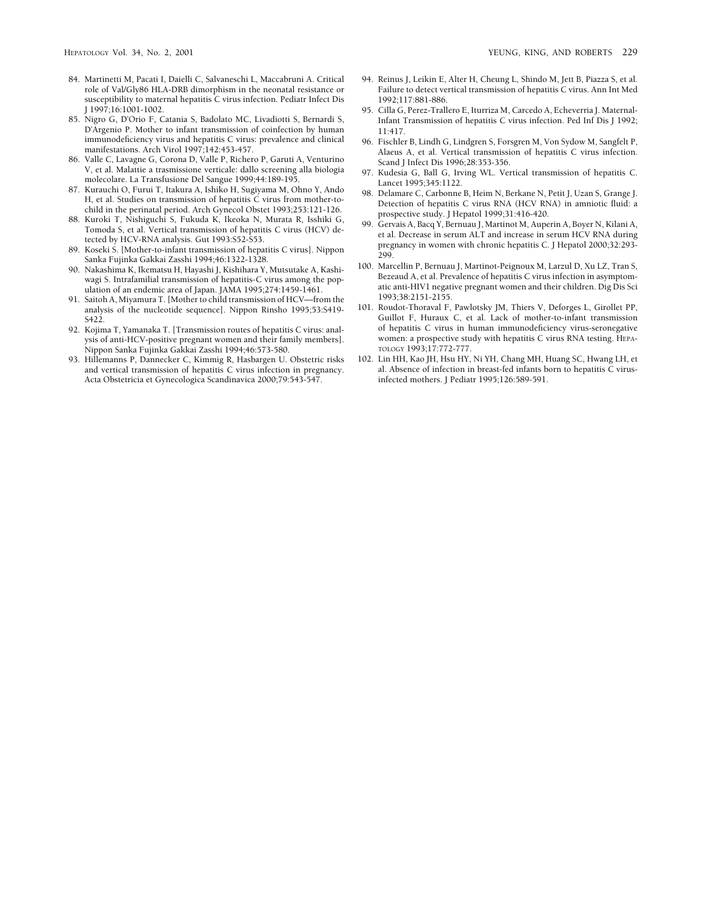84. Martinetti M, Pacati I, Daielli C, Salvaneschi L, Maccabruni A. Critical role of Val/Gly86 HLA-DRB dimorphism in the neonatal resistance or susceptibility to maternal hepatitis C virus infection. Pediatr Infect Dis J 1997;16:1001-1002.
85. Nigro G, D'Orio F, Catania S, Badolato MC, Livadiotti S, Bernardi S, D'Argenio P. Mother to infant transmission of coinfection by human immunodeficiency virus and hepatitis C virus: prevalence and clinical manifestations. Arch Virol 1997;142:453-457.
86. Valle C, Lavagne G, Corona D, Valle P, Richero P, Garuti A, Venturino V, et al. Malattie a trasmissione verticale: dallo screening alla biologia molecolare. La Transfusione Del Sangue 1999;44:189-195.
87. Kurauchi O, Furui T, Itakura A, Ishiko H, Sugiyama M, Ohno Y, Ando H, et al. Studies on transmission of hepatitis C virus from mother-to-child in the perinatal period. Arch Gynecol Obstet 1993;253:121-126.
88. Kuroki T, Nishiguchi S, Fukuda K, Ikeoka N, Murata R, Isshiki G, Tomoda S, et al. Vertical transmission of hepatitis C virus (HCV) detected by HCV-RNA analysis. Gut 1993:S52-S53.
89. Koseki S. [Mother-to-infant transmission of hepatitis C virus]. Nippon Sanka Fujinka Gakkai Zasshi 1994;46:1322-1328.
90. Nakashima K, Ikematsu H, Hayashi J, Kishihara Y, Mutsutake A, Kashiwagi S. Intrafamilial transmission of hepatitis-C virus among the population of an endemic area of Japan. JAMA 1995;274:1459-1461.
91. Saitoh A, Miyamura T. [Mother to child transmission of HCV—from the analysis of the nucleotide sequence]. Nippon Rinsho 1995;53:S419-S422.
92. Kojima T, Yamanaka T. [Transmission routes of hepatitis C virus: analysis of anti-HCV-positive pregnant women and their family members]. Nippon Sanka Fujinka Gakkai Zasshi 1994;46:573-580.
93. Hillemanns P, Dannecker C, Kimmig R, Hasbargen U. Obstetric risks and vertical transmission of hepatitis C virus infection in pregnancy. Acta Obstetricia et Gynecologica Scandinavica 2000;79:543-547.
94. Reinus J, Leikin E, Alter H, Cheung L, Shindo M, Jett B, Piazza S, et al. Failure to detect vertical transmission of hepatitis C virus. Ann Int Med 1992;117:881-886.
95. Cilla G, Perez-Trallero E, Iturriza M, Carcedo A, Echeverria J. Maternal-Infant Transmission of hepatitis C virus infection. Ped Inf Dis J 1992; 11:417.
96. Fischler B, Lindh G, Lindgren S, Forsgren M, Von Sydow M, Sangfelt P, Alaeus A, et al. Vertical transmission of hepatitis C virus infection. Scand J Infect Dis 1996;28:353-356.
97. Kudesia G, Ball G, Irving WL. Vertical transmission of hepatitis C. Lancet 1995;345:1122.
98. Delamare C, Carbonne B, Heim N, Berkane N, Petit J, Uzan S, Grange J. Detection of hepatitis C virus RNA (HCV RNA) in amniotic fluid: a prospective study. J Hepatol 1999;31:416-420.
99. Gervais A, Bacq Y, Bernuau J, Martinot M, Auperin A, Boyer N, Kilani A, et al. Decrease in serum ALT and increase in serum HCV RNA during pregnancy in women with chronic hepatitis C. J Hepatol 2000;32:293-299.
100. Marcellin P, Bernuau J, Martinot-Peignoux M, Larzul D, Xu LZ, Tran S, Bezeaud A, et al. Prevalence of hepatitis C virus infection in asymptomatic anti-HIV1 negative pregnant women and their children. Dig Dis Sci 1993;38:2151-2155.
101. Roudot-Thoraval F, Pawlotsky JM, Thiers V, Deforges L, Girollet PP, Guillot F, Huraux C, et al. Lack of mother-to-infant transmission of hepatitis C virus in human immunodeficiency virus-seronegative women: a prospective study with hepatitis C virus RNA testing. HEPATOLOGY 1993;17:772-777.
102. Lin HH, Kao JH, Hsu HY, Ni YH, Chang MH, Huang SC, Hwang LH, et al. Absence of infection in breast-fed infants born to hepatitis C virus-infected mothers. J Pediatr 1995;126:589-591.